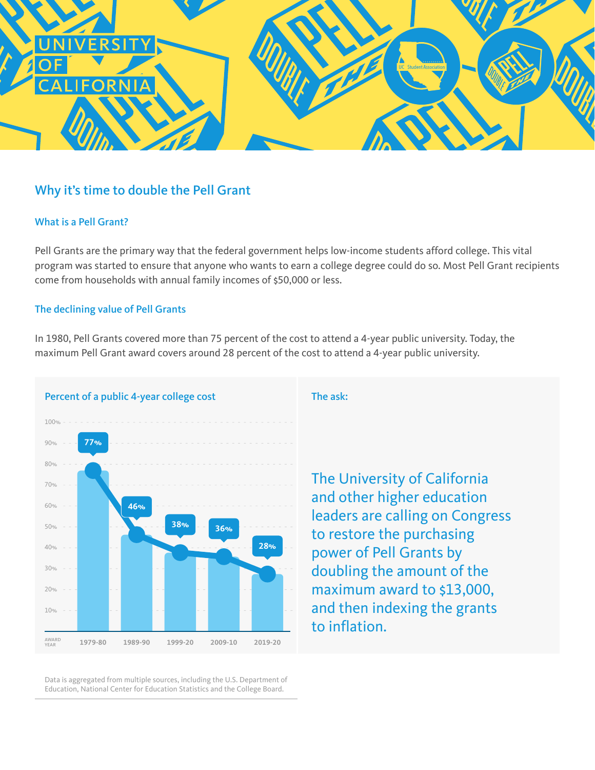UNIVERSITY OF CALIFORNIA

## Why it's time to double the Pell Grant

### What is a Pell Grant?

Pell Grants are the primary way that the federal government helps low-income students afford college. This vital program was started to ensure that anyone who wants to earn a college degree could do so. Most Pell Grant recipients come from households with annual family incomes of $50,000 or less.

### The declining value of Pell Grants

In 1980, Pell Grants covered more than 75 percent of the cost to attend a 4-year public university. Today, the maximum Pell Grant award covers around 28 percent of the cost to attend a 4-year public university.

### Percent of a public 4-year college cost

| Award Year | Percent |
|---|---|
| 1979-80 | 77% |
| 1989-90 | 46% |
| 1999-20 | 38% |
| 2009-10 | 36% |
| 2019-20 | 28% |

Data is aggregated from multiple sources, including the U.S. Department of Education, National Center for Education Statistics and the College Board.

### The ask:

The University of California and other higher education leaders are calling on Congress to restore the purchasing power of Pell Grants by doubling the amount of the maximum award to $13,000, and then indexing the grants to inflation.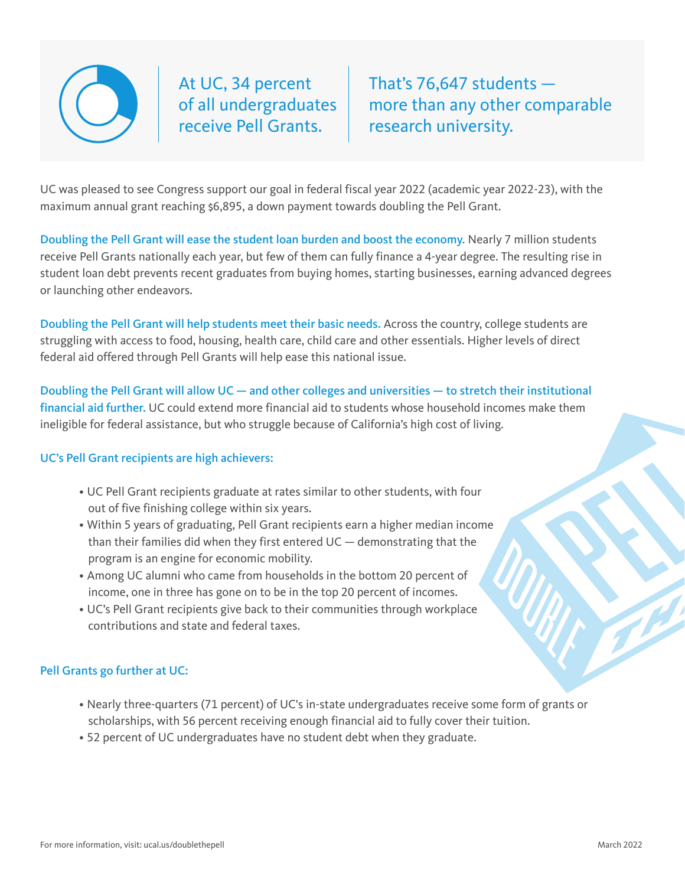At UC, 34 percent of all undergraduates receive Pell Grants.

That's 76,647 students — more than any other comparable research university.

UC was pleased to see Congress support our goal in federal fiscal year 2022 (academic year 2022-23), with the maximum annual grant reaching $6,895, a down payment towards doubling the Pell Grant.

**Doubling the Pell Grant will ease the student loan burden and boost the economy.** Nearly 7 million students receive Pell Grants nationally each year, but few of them can fully finance a 4-year degree. The resulting rise in student loan debt prevents recent graduates from buying homes, starting businesses, earning advanced degrees or launching other endeavors.

**Doubling the Pell Grant will help students meet their basic needs.** Across the country, college students are struggling with access to food, housing, health care, child care and other essentials. Higher levels of direct federal aid offered through Pell Grants will help ease this national issue.

**Doubling the Pell Grant will allow UC — and other colleges and universities — to stretch their institutional financial aid further.** UC could extend more financial aid to students whose household incomes make them ineligible for federal assistance, but who struggle because of California's high cost of living.

### UC's Pell Grant recipients are high achievers:

- UC Pell Grant recipients graduate at rates similar to other students, with four out of five finishing college within six years.
- Within 5 years of graduating, Pell Grant recipients earn a higher median income than their families did when they first entered UC — demonstrating that the program is an engine for economic mobility.
- Among UC alumni who came from households in the bottom 20 percent of income, one in three has gone on to be in the top 20 percent of incomes.
- UC's Pell Grant recipients give back to their communities through workplace contributions and state and federal taxes.

### Pell Grants go further at UC:

- Nearly three-quarters (71 percent) of UC's in-state undergraduates receive some form of grants or scholarships, with 56 percent receiving enough financial aid to fully cover their tuition.
- 52 percent of UC undergraduates have no student debt when they graduate.

For more information, visit: ucal.us/doublethepell

March 2022